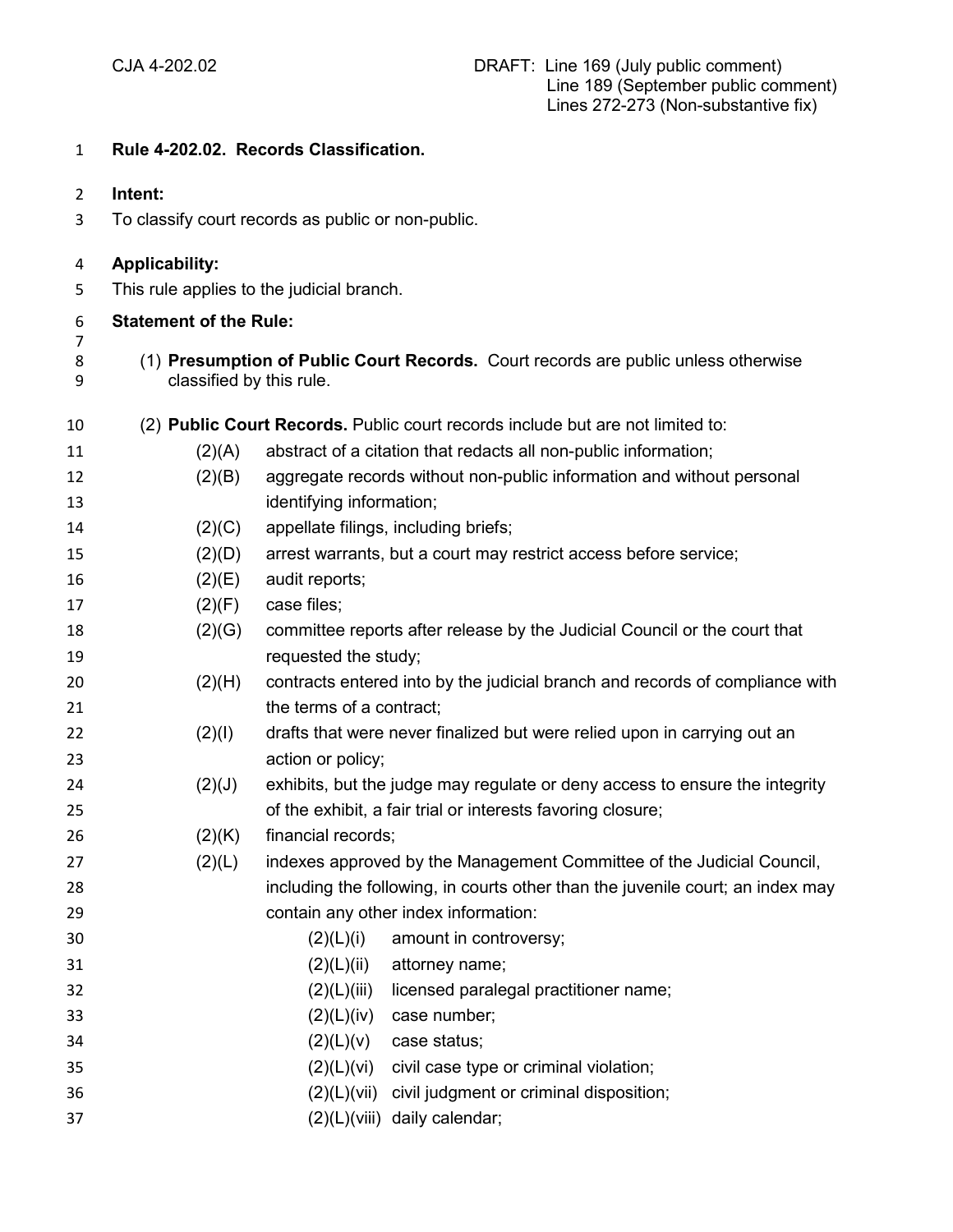CJA 4-202.02 DRAFT: Line 169 (July public comment)
Line 189 (September public comment)
Lines 272-273 (Non-substantive fix)

# Rule 4-202.02. Records Classification.

**Intent:**

To classify court records as public or non-public.

**Applicability:**

This rule applies to the judicial branch.

**Statement of the Rule:**

(1) **Presumption of Public Court Records.** Court records are public unless otherwise classified by this rule.

(2) **Public Court Records.** Public court records include but are not limited to:

- (2)(A) abstract of a citation that redacts all non-public information;
- (2)(B) aggregate records without non-public information and without personal identifying information;
- (2)(C) appellate filings, including briefs;
- (2)(D) arrest warrants, but a court may restrict access before service;
- (2)(E) audit reports;
- (2)(F) case files;
- (2)(G) committee reports after release by the Judicial Council or the court that requested the study;
- (2)(H) contracts entered into by the judicial branch and records of compliance with the terms of a contract;
- (2)(I) drafts that were never finalized but were relied upon in carrying out an action or policy;
- (2)(J) exhibits, but the judge may regulate or deny access to ensure the integrity of the exhibit, a fair trial or interests favoring closure;
- (2)(K) financial records;
- (2)(L) indexes approved by the Management Committee of the Judicial Council, including the following, in courts other than the juvenile court; an index may contain any other index information:
  - (2)(L)(i) amount in controversy;
  - (2)(L)(ii) attorney name;
  - (2)(L)(iii) licensed paralegal practitioner name;
  - (2)(L)(iv) case number;
  - (2)(L)(v) case status;
  - (2)(L)(vi) civil case type or criminal violation;
  - (2)(L)(vii) civil judgment or criminal disposition;
  - (2)(L)(viii) daily calendar;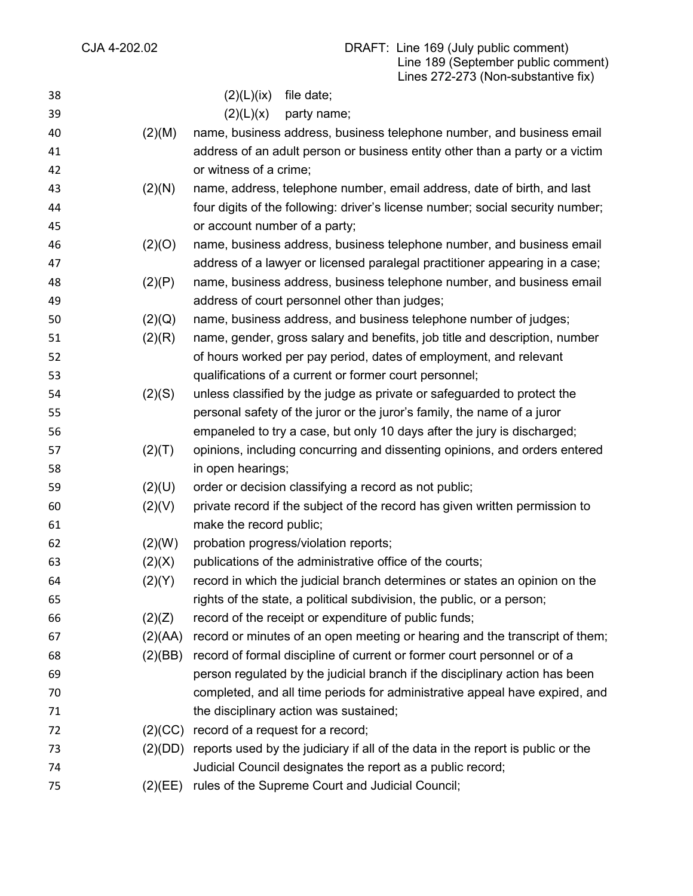(2)(L)(ix) file date;

(2)(L)(x) party name;

(2)(M) name, business address, business telephone number, and business email address of an adult person or business entity other than a party or a victim or witness of a crime;

(2)(N) name, address, telephone number, email address, date of birth, and last four digits of the following: driver's license number; social security number; or account number of a party;

(2)(O) name, business address, business telephone number, and business email address of a lawyer or licensed paralegal practitioner appearing in a case;

(2)(P) name, business address, business telephone number, and business email address of court personnel other than judges;

(2)(Q) name, business address, and business telephone number of judges;

(2)(R) name, gender, gross salary and benefits, job title and description, number of hours worked per pay period, dates of employment, and relevant qualifications of a current or former court personnel;

(2)(S) unless classified by the judge as private or safeguarded to protect the personal safety of the juror or the juror's family, the name of a juror empaneled to try a case, but only 10 days after the jury is discharged;

(2)(T) opinions, including concurring and dissenting opinions, and orders entered in open hearings;

(2)(U) order or decision classifying a record as not public;

(2)(V) private record if the subject of the record has given written permission to make the record public;

(2)(W) probation progress/violation reports;

(2)(X) publications of the administrative office of the courts;

(2)(Y) record in which the judicial branch determines or states an opinion on the rights of the state, a political subdivision, the public, or a person;

(2)(Z) record of the receipt or expenditure of public funds;

(2)(AA) record or minutes of an open meeting or hearing and the transcript of them;

(2)(BB) record of formal discipline of current or former court personnel or of a person regulated by the judicial branch if the disciplinary action has been completed, and all time periods for administrative appeal have expired, and the disciplinary action was sustained;

(2)(CC) record of a request for a record;

(2)(DD) reports used by the judiciary if all of the data in the report is public or the Judicial Council designates the report as a public record;

(2)(EE) rules of the Supreme Court and Judicial Council;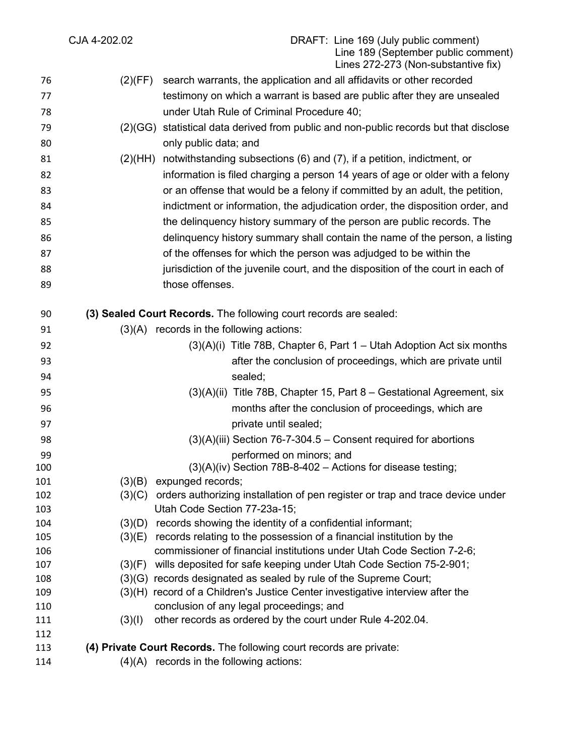(2)(FF) search warrants, the application and all affidavits or other recorded testimony on which a warrant is based are public after they are unsealed under Utah Rule of Criminal Procedure 40;

(2)(GG) statistical data derived from public and non-public records but that disclose only public data; and

(2)(HH) notwithstanding subsections (6) and (7), if a petition, indictment, or information is filed charging a person 14 years of age or older with a felony or an offense that would be a felony if committed by an adult, the petition, indictment or information, the adjudication order, the disposition order, and the delinquency history summary of the person are public records. The delinquency history summary shall contain the name of the person, a listing of the offenses for which the person was adjudged to be within the jurisdiction of the juvenile court, and the disposition of the court in each of those offenses.

**(3) Sealed Court Records.** The following court records are sealed:

(3)(A) records in the following actions:

(3)(A)(i) Title 78B, Chapter 6, Part 1 – Utah Adoption Act six months after the conclusion of proceedings, which are private until sealed;

(3)(A)(ii) Title 78B, Chapter 15, Part 8 – Gestational Agreement, six months after the conclusion of proceedings, which are private until sealed;

(3)(A)(iii) Section 76-7-304.5 – Consent required for abortions performed on minors; and

(3)(A)(iv) Section 78B-8-402 – Actions for disease testing;

(3)(B) expunged records;

(3)(C) orders authorizing installation of pen register or trap and trace device under Utah Code Section 77-23a-15;

(3)(D) records showing the identity of a confidential informant;

(3)(E) records relating to the possession of a financial institution by the commissioner of financial institutions under Utah Code Section 7-2-6;

(3)(F) wills deposited for safe keeping under Utah Code Section 75-2-901;

(3)(G) records designated as sealed by rule of the Supreme Court;

(3)(H) record of a Children's Justice Center investigative interview after the conclusion of any legal proceedings; and

(3)(I) other records as ordered by the court under Rule 4-202.04.

**(4) Private Court Records.** The following court records are private:

(4)(A) records in the following actions: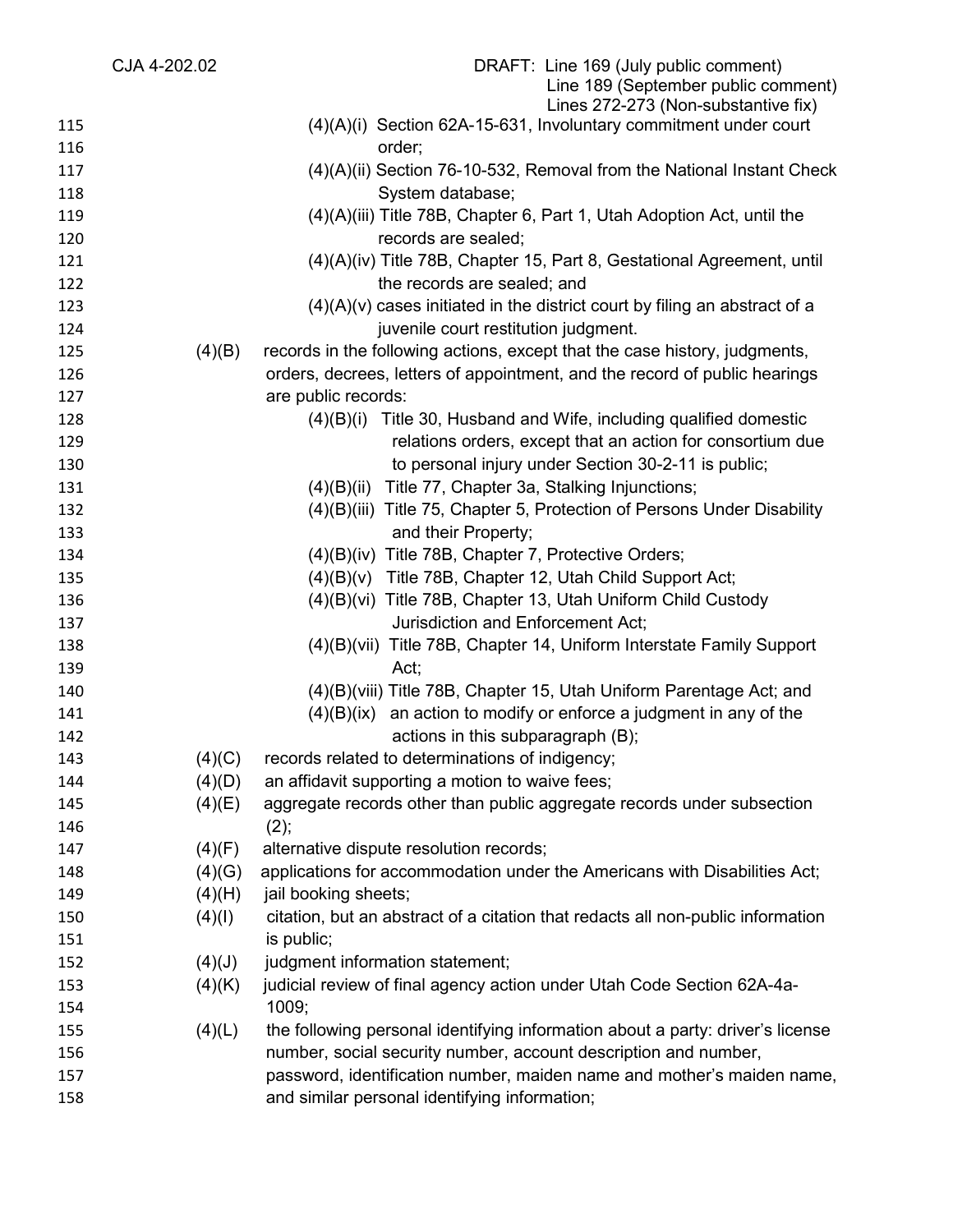(4)(A)(i) Section 62A-15-631, Involuntary commitment under court order;

(4)(A)(ii) Section 76-10-532, Removal from the National Instant Check System database;

(4)(A)(iii) Title 78B, Chapter 6, Part 1, Utah Adoption Act, until the records are sealed;

(4)(A)(iv) Title 78B, Chapter 15, Part 8, Gestational Agreement, until the records are sealed; and

(4)(A)(v) cases initiated in the district court by filing an abstract of a juvenile court restitution judgment.

(4)(B) records in the following actions, except that the case history, judgments, orders, decrees, letters of appointment, and the record of public hearings are public records:

(4)(B)(i) Title 30, Husband and Wife, including qualified domestic relations orders, except that an action for consortium due to personal injury under Section 30-2-11 is public;

(4)(B)(ii) Title 77, Chapter 3a, Stalking Injunctions;

(4)(B)(iii) Title 75, Chapter 5, Protection of Persons Under Disability and their Property;

(4)(B)(iv) Title 78B, Chapter 7, Protective Orders;

(4)(B)(v) Title 78B, Chapter 12, Utah Child Support Act;

(4)(B)(vi) Title 78B, Chapter 13, Utah Uniform Child Custody Jurisdiction and Enforcement Act;

(4)(B)(vii) Title 78B, Chapter 14, Uniform Interstate Family Support Act;

(4)(B)(viii) Title 78B, Chapter 15, Utah Uniform Parentage Act; and

(4)(B)(ix) an action to modify or enforce a judgment in any of the actions in this subparagraph (B);

(4)(C) records related to determinations of indigency;

(4)(D) an affidavit supporting a motion to waive fees;

(4)(E) aggregate records other than public aggregate records under subsection (2);

(4)(F) alternative dispute resolution records;

(4)(G) applications for accommodation under the Americans with Disabilities Act;

(4)(H) jail booking sheets;

(4)(I) citation, but an abstract of a citation that redacts all non-public information is public;

(4)(J) judgment information statement;

(4)(K) judicial review of final agency action under Utah Code Section 62A-4a-1009;

(4)(L) the following personal identifying information about a party: driver's license number, social security number, account description and number, password, identification number, maiden name and mother's maiden name, and similar personal identifying information;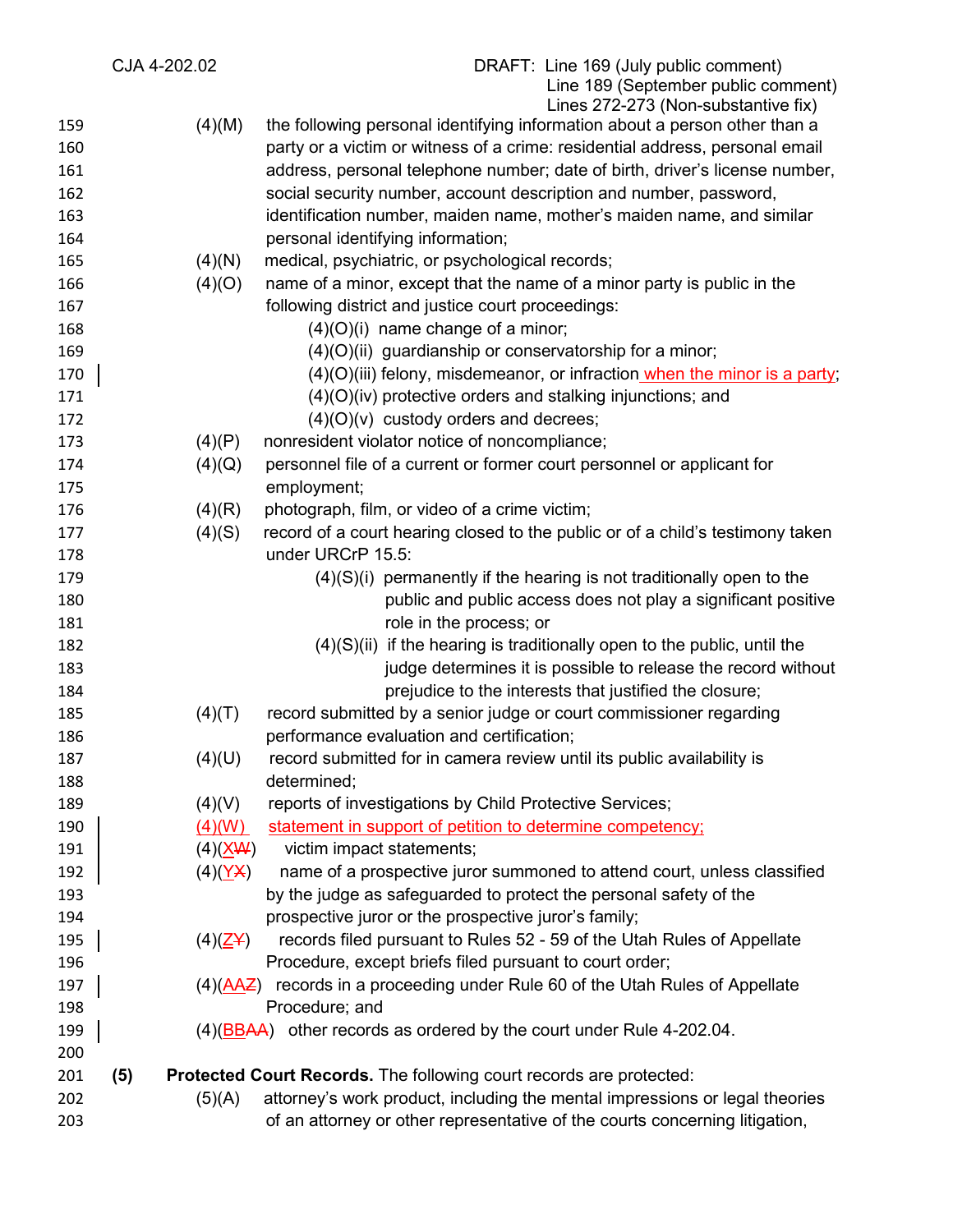CJA 4-202.02 DRAFT: Line 169 (July public comment) Line 189 (September public comment) Lines 272-273 (Non-substantive fix)

159 (4)(M) the following personal identifying information about a person other than a
160 party or a victim or witness of a crime: residential address, personal email
161 address, personal telephone number; date of birth, driver's license number,
162 social security number, account description and number, password,
163 identification number, maiden name, mother's maiden name, and similar
164 personal identifying information;
165 (4)(N) medical, psychiatric, or psychological records;
166 (4)(O) name of a minor, except that the name of a minor party is public in the
167 following district and justice court proceedings:
168 (4)(O)(i) name change of a minor;
169 (4)(O)(ii) guardianship or conservatorship for a minor;
170 (4)(O)(iii) felony, misdemeanor, or infraction when the minor is a party;
171 (4)(O)(iv) protective orders and stalking injunctions; and
172 (4)(O)(v) custody orders and decrees;
173 (4)(P) nonresident violator notice of noncompliance;
174 (4)(Q) personnel file of a current or former court personnel or applicant for
175 employment;
176 (4)(R) photograph, film, or video of a crime victim;
177 (4)(S) record of a court hearing closed to the public or of a child's testimony taken
178 under URCrP 15.5:
179 (4)(S)(i) permanently if the hearing is not traditionally open to the
180 public and public access does not play a significant positive
181 role in the process; or
182 (4)(S)(ii) if the hearing is traditionally open to the public, until the
183 judge determines it is possible to release the record without
184 prejudice to the interests that justified the closure;
185 (4)(T) record submitted by a senior judge or court commissioner regarding
186 performance evaluation and certification;
187 (4)(U) record submitted for in camera review until its public availability is
188 determined;
189 (4)(V) reports of investigations by Child Protective Services;
190 (4)(W) statement in support of petition to determine competency;
191 (4)(~~W~~X) victim impact statements;
192 (4)(~~X~~Y) name of a prospective juror summoned to attend court, unless classified
193 by the judge as safeguarded to protect the personal safety of the
194 prospective juror or the prospective juror's family;
195 (4)(~~Y~~Z) records filed pursuant to Rules 52 - 59 of the Utah Rules of Appellate
196 Procedure, except briefs filed pursuant to court order;
197 (4)(~~Z~~AA) records in a proceeding under Rule 60 of the Utah Rules of Appellate
198 Procedure; and
199 (4)(~~AA~~BB) other records as ordered by the court under Rule 4-202.04.
200
201 **(5) Protected Court Records.** The following court records are protected:
202 (5)(A) attorney's work product, including the mental impressions or legal theories
203 of an attorney or other representative of the courts concerning litigation,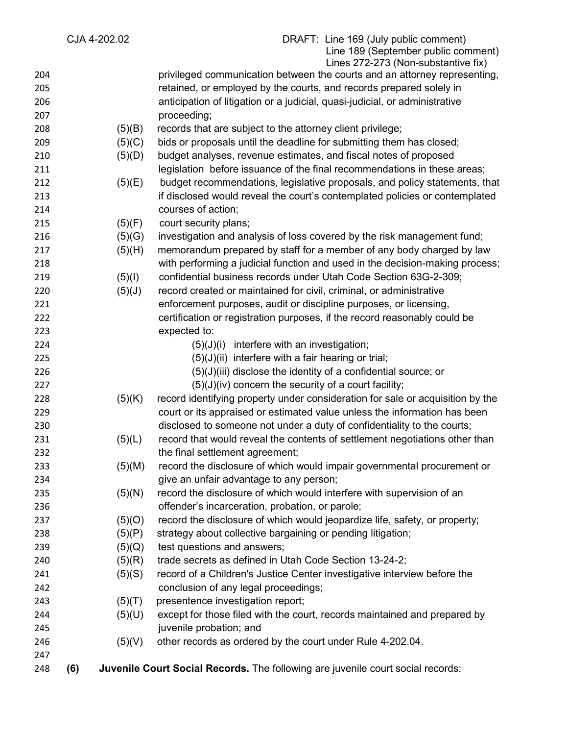privileged communication between the courts and an attorney representing, retained, or employed by the courts, and records prepared solely in anticipation of litigation or a judicial, quasi-judicial, or administrative proceeding;

(5)(B) records that are subject to the attorney client privilege;

(5)(C) bids or proposals until the deadline for submitting them has closed;

(5)(D) budget analyses, revenue estimates, and fiscal notes of proposed legislation before issuance of the final recommendations in these areas;

(5)(E) budget recommendations, legislative proposals, and policy statements, that if disclosed would reveal the court's contemplated policies or contemplated courses of action;

(5)(F) court security plans;

(5)(G) investigation and analysis of loss covered by the risk management fund;

(5)(H) memorandum prepared by staff for a member of any body charged by law with performing a judicial function and used in the decision-making process;

(5)(I) confidential business records under Utah Code Section 63G-2-309;

(5)(J) record created or maintained for civil, criminal, or administrative enforcement purposes, audit or discipline purposes, or licensing, certification or registration purposes, if the record reasonably could be expected to:

- (5)(J)(i) interfere with an investigation;
- (5)(J)(ii) interfere with a fair hearing or trial;
- (5)(J)(iii) disclose the identity of a confidential source; or
- (5)(J)(iv) concern the security of a court facility;

(5)(K) record identifying property under consideration for sale or acquisition by the court or its appraised or estimated value unless the information has been disclosed to someone not under a duty of confidentiality to the courts;

(5)(L) record that would reveal the contents of settlement negotiations other than the final settlement agreement;

(5)(M) record the disclosure of which would impair governmental procurement or give an unfair advantage to any person;

(5)(N) record the disclosure of which would interfere with supervision of an offender's incarceration, probation, or parole;

(5)(O) record the disclosure of which would jeopardize life, safety, or property;

(5)(P) strategy about collective bargaining or pending litigation;

(5)(Q) test questions and answers;

(5)(R) trade secrets as defined in Utah Code Section 13-24-2;

(5)(S) record of a Children's Justice Center investigative interview before the conclusion of any legal proceedings;

(5)(T) presentence investigation report;

(5)(U) except for those filed with the court, records maintained and prepared by juvenile probation; and

(5)(V) other records as ordered by the court under Rule 4-202.04.

**(6) Juvenile Court Social Records.** The following are juvenile court social records: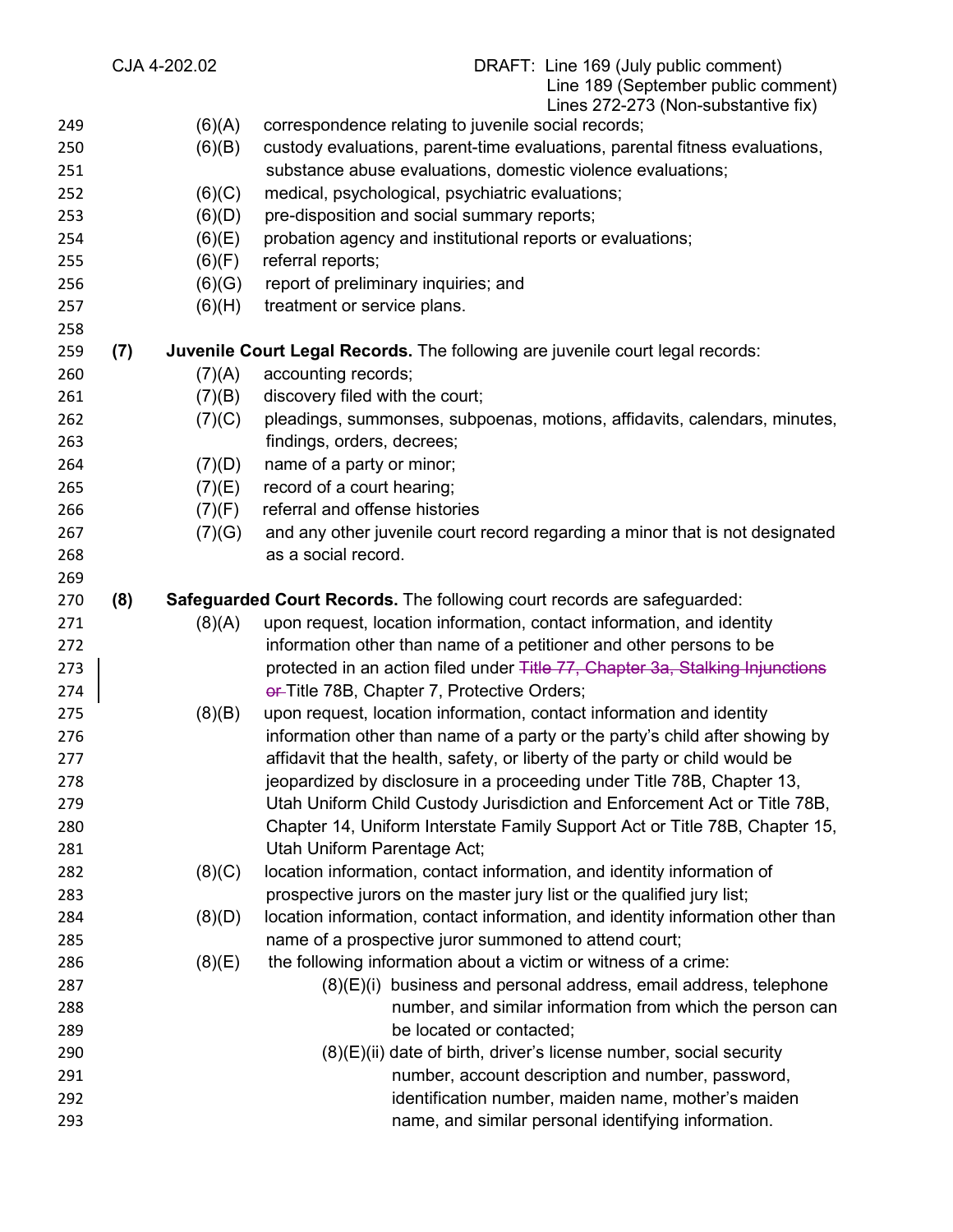(6)(A) correspondence relating to juvenile social records;

(6)(B) custody evaluations, parent-time evaluations, parental fitness evaluations, substance abuse evaluations, domestic violence evaluations;

(6)(C) medical, psychological, psychiatric evaluations;

(6)(D) pre-disposition and social summary reports;

(6)(E) probation agency and institutional reports or evaluations;

(6)(F) referral reports;

(6)(G) report of preliminary inquiries; and

(6)(H) treatment or service plans.

**(7) Juvenile Court Legal Records.** The following are juvenile court legal records:

(7)(A) accounting records;

(7)(B) discovery filed with the court;

(7)(C) pleadings, summonses, subpoenas, motions, affidavits, calendars, minutes, findings, orders, decrees;

(7)(D) name of a party or minor;

(7)(E) record of a court hearing;

(7)(F) referral and offense histories

(7)(G) and any other juvenile court record regarding a minor that is not designated as a social record.

**(8) Safeguarded Court Records.** The following court records are safeguarded:

(8)(A) upon request, location information, contact information, and identity information other than name of a petitioner and other persons to be protected in an action filed under ~~Title 77, Chapter 3a, Stalking Injunctions or~~ Title 78B, Chapter 7, Protective Orders;

(8)(B) upon request, location information, contact information and identity information other than name of a party or the party's child after showing by affidavit that the health, safety, or liberty of the party or child would be jeopardized by disclosure in a proceeding under Title 78B, Chapter 13, Utah Uniform Child Custody Jurisdiction and Enforcement Act or Title 78B, Chapter 14, Uniform Interstate Family Support Act or Title 78B, Chapter 15, Utah Uniform Parentage Act;

(8)(C) location information, contact information, and identity information of prospective jurors on the master jury list or the qualified jury list;

(8)(D) location information, contact information, and identity information other than name of a prospective juror summoned to attend court;

(8)(E) the following information about a victim or witness of a crime:

(8)(E)(i) business and personal address, email address, telephone number, and similar information from which the person can be located or contacted;

(8)(E)(ii) date of birth, driver's license number, social security number, account description and number, password, identification number, maiden name, mother's maiden name, and similar personal identifying information.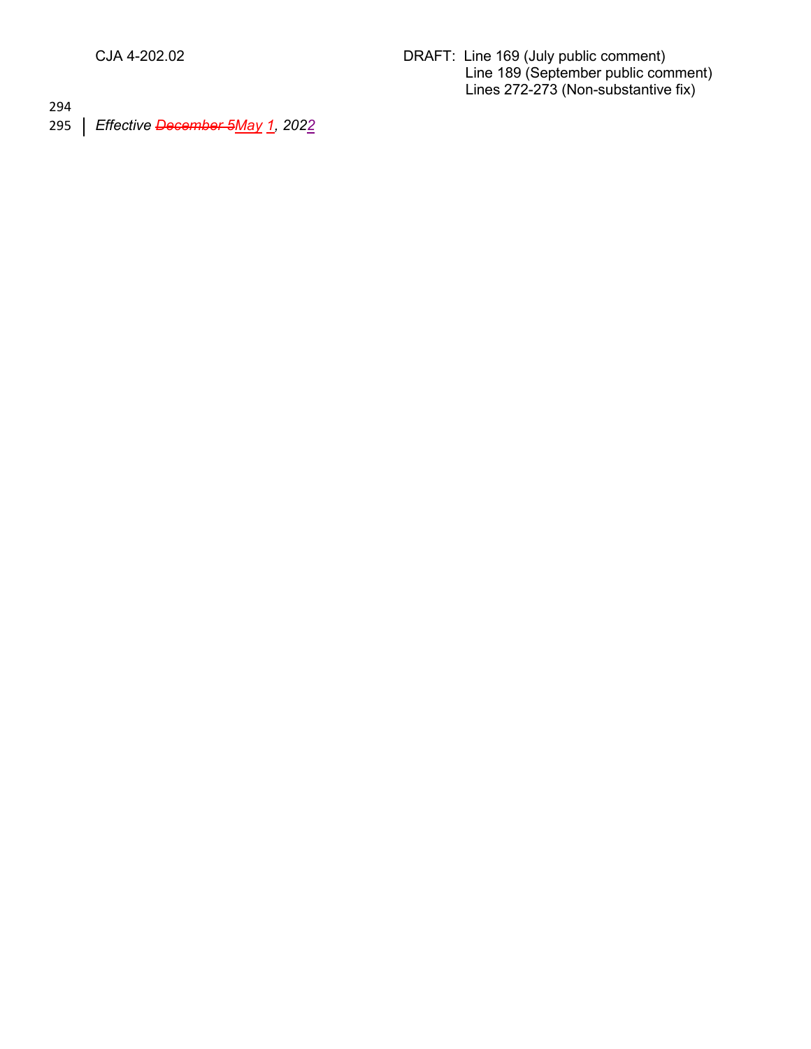*Effective ~~December 5~~May 1, 2022*